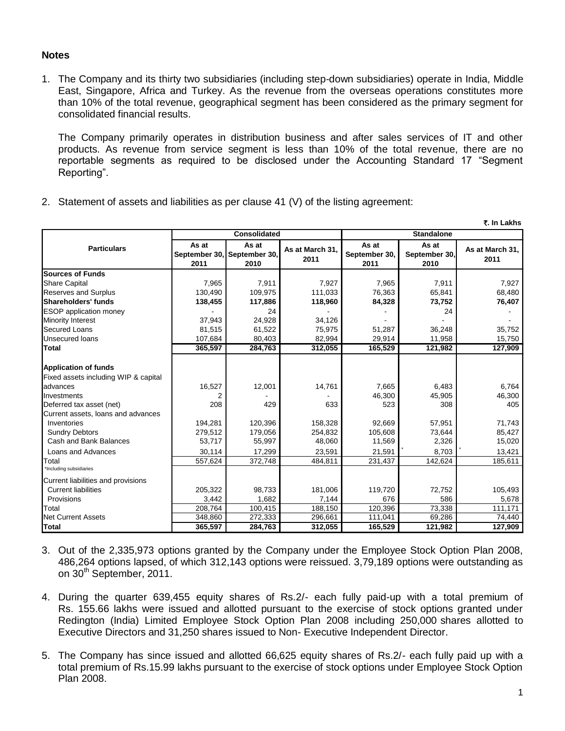## Notes

1. The Company and its thirty two subsidiaries (including step-down subsidiaries) operate in India, Middle East, Singapore, Africa and Turkey. As the revenue from the overseas operations constitutes more than 10% of the total revenue, geographical segment has been considered as the primary segment for consolidated financial results.

   The Company primarily operates in distribution business and after sales services of IT and other products. As revenue from service segment is less than 10% of the total revenue, there are no reportable segments as required to be disclosed under the Accounting Standard 17 "Segment Reporting".

2. Statement of assets and liabilities as per clause 41 (V) of the listing agreement:

**₹. In Lakhs**

| Particulars | Consolidated | | | Standalone | | |
|---|---|---|---|---|---|---|
| | As at September 30, 2011 | As at September 30, 2010 | As at March 31, 2011 | As at September 30, 2011 | As at September 30, 2010 | As at March 31, 2011 |
| **Sources of Funds** | | | | | | |
| Share Capital | 7,965 | 7,911 | 7,927 | 7,965 | 7,911 | 7,927 |
| Reserves and Surplus | 130,490 | 109,975 | 111,033 | 76,363 | 65,841 | 68,480 |
| **Shareholders' funds** | **138,455** | **117,886** | **118,960** | **84,328** | **73,752** | **76,407** |
| ESOP application money | - | 24 | - | - | 24 | - |
| Minority Interest | 37,943 | 24,928 | 34,126 | - | - | - |
| Secured Loans | 81,515 | 61,522 | 75,975 | 51,287 | 36,248 | 35,752 |
| Unsecured loans | 107,684 | 80,403 | 82,994 | 29,914 | 11,958 | 15,750 |
| **Total** | **365,597** | **284,763** | **312,055** | **165,529** | **121,982** | **127,909** |
| **Application of funds** | | | | | | |
| Fixed assets including WIP & capital advances | 16,527 | 12,001 | 14,761 | 7,665 | 6,483 | 6,764 |
| Investments | 2 | - | - | 46,300 | 45,905 | 46,300 |
| Deferred tax asset (net) | 208 | 429 | 633 | 523 | 308 | 405 |
| Current assets, loans and advances | | | | | | |
| Inventories | 194,281 | 120,396 | 158,328 | 92,669 | 57,951 | 71,743 |
| Sundry Debtors | 279,512 | 179,056 | 254,832 | 105,608 | 73,644 | 85,427 |
| Cash and Bank Balances | 53,717 | 55,997 | 48,060 | 11,569 | 2,326 | 15,020 |
| Loans and Advances | 30,114 | 17,299 | 23,591 | 21,591 * | 8,703 * | 13,421 |
| Total | 557,624 | 372,748 | 484,811 | 231,437 | 142,624 | 185,611 |
| *Including subsidiaries | | | | | | |
| Current liabilities and provisions | | | | | | |
| Current liabilities | 205,322 | 98,733 | 181,006 | 119,720 | 72,752 | 105,493 |
| Provisions | 3,442 | 1,682 | 7,144 | 676 | 586 | 5,678 |
| Total | 208,764 | 100,415 | 188,150 | 120,396 | 73,338 | 111,171 |
| Net Current Assets | 348,860 | 272,333 | 296,661 | 111,041 | 69,286 | 74,440 |
| **Total** | **365,597** | **284,763** | **312,055** | **165,529** | **121,982** | **127,909** |

3. Out of the 2,335,973 options granted by the Company under the Employee Stock Option Plan 2008, 486,264 options lapsed, of which 312,143 options were reissued. 3,79,189 options were outstanding as on 30th September, 2011.

4. During the quarter 639,455 equity shares of Rs.2/- each fully paid-up with a total premium of Rs. 155.66 lakhs were issued and allotted pursuant to the exercise of stock options granted under Redington (India) Limited Employee Stock Option Plan 2008 including 250,000 shares allotted to Executive Directors and 31,250 shares issued to Non- Executive Independent Director.

5. The Company has since issued and allotted 66,625 equity shares of Rs.2/- each fully paid up with a total premium of Rs.15.99 lakhs pursuant to the exercise of stock options under Employee Stock Option Plan 2008.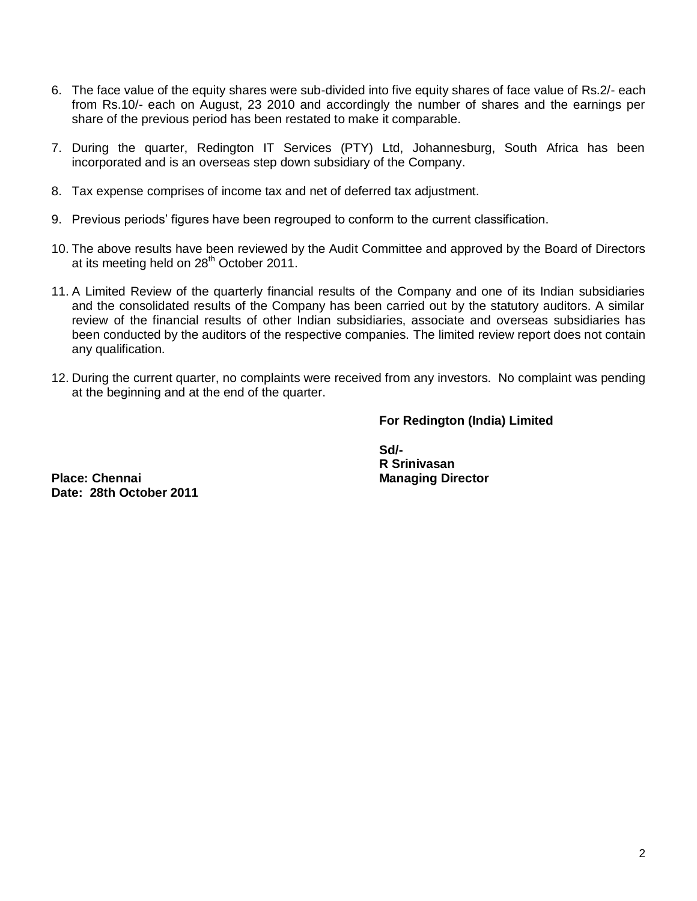6. The face value of the equity shares were sub-divided into five equity shares of face value of Rs.2/- each from Rs.10/- each on August, 23 2010 and accordingly the number of shares and the earnings per share of the previous period has been restated to make it comparable.

7. During the quarter, Redington IT Services (PTY) Ltd, Johannesburg, South Africa has been incorporated and is an overseas step down subsidiary of the Company.

8. Tax expense comprises of income tax and net of deferred tax adjustment.

9. Previous periods' figures have been regrouped to conform to the current classification.

10. The above results have been reviewed by the Audit Committee and approved by the Board of Directors at its meeting held on 28th October 2011.

11. A Limited Review of the quarterly financial results of the Company and one of its Indian subsidiaries and the consolidated results of the Company has been carried out by the statutory auditors. A similar review of the financial results of other Indian subsidiaries, associate and overseas subsidiaries has been conducted by the auditors of the respective companies. The limited review report does not contain any qualification.

12. During the current quarter, no complaints were received from any investors. No complaint was pending at the beginning and at the end of the quarter.

**For Redington (India) Limited**

**Sd/-**
**R Srinivasan**
**Managing Director**

**Place: Chennai**
**Date: 28th October 2011**